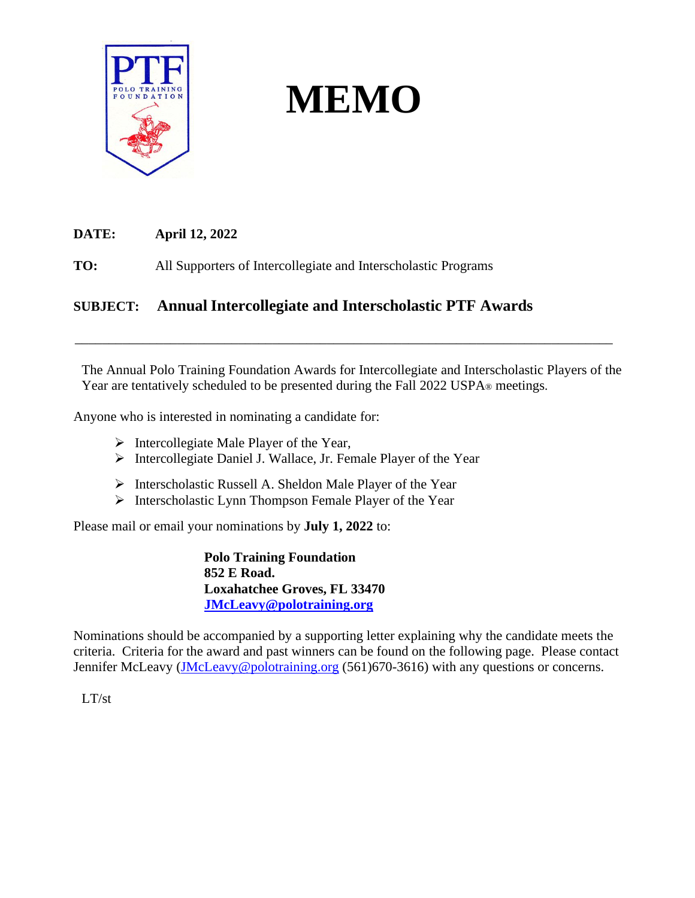# MEMO

**DATE:** **April 12, 2022**

**TO:** All Supporters of Intercollegiate and Interscholastic Programs

**SUBJECT:** **Annual Intercollegiate and Interscholastic PTF Awards**

---

The Annual Polo Training Foundation Awards for Intercollegiate and Interscholastic Players of the Year are tentatively scheduled to be presented during the Fall 2022 USPA® meetings.

Anyone who is interested in nominating a candidate for:

- Intercollegiate Male Player of the Year,
- Intercollegiate Daniel J. Wallace, Jr. Female Player of the Year
- Interscholastic Russell A. Sheldon Male Player of the Year
- Interscholastic Lynn Thompson Female Player of the Year

Please mail or email your nominations by **July 1, 2022** to:

**Polo Training Foundation**
**852 E Road.**
**Loxahatchee Groves, FL 33470**
**JMcLeavy@polotraining.org**

Nominations should be accompanied by a supporting letter explaining why the candidate meets the criteria. Criteria for the award and past winners can be found on the following page. Please contact Jennifer McLeavy (JMcLeavy@polotraining.org (561)670-3616) with any questions or concerns.

LT/st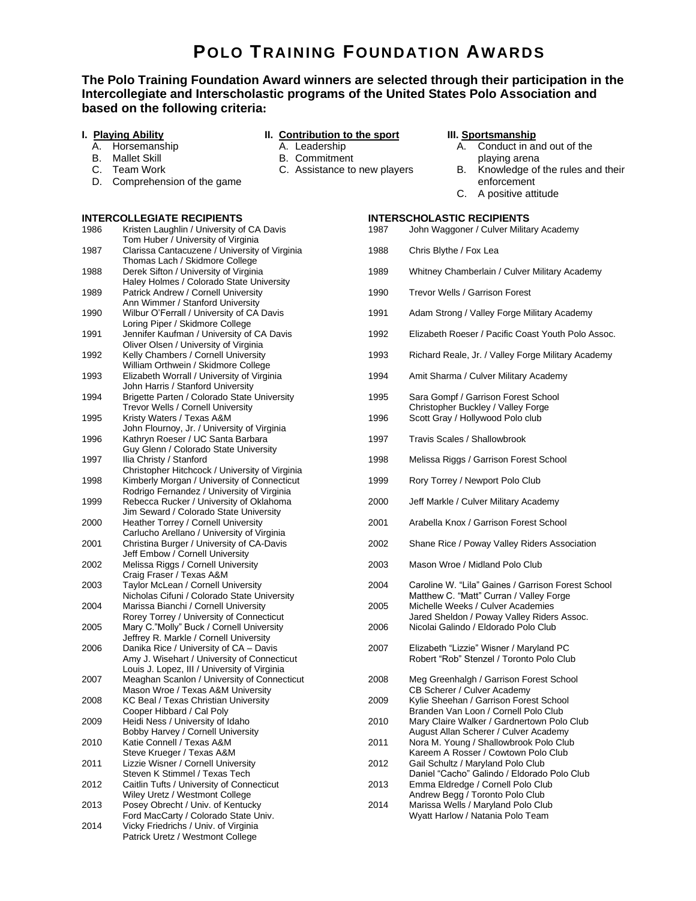# POLO TRAINING FOUNDATION AWARDS

**The Polo Training Foundation Award winners are selected through their participation in the Intercollegiate and Interscholastic programs of the United States Polo Association and based on the following criteria:**

**I. Playing Ability**
- A. Horsemanship
- B. Mallet Skill
- C. Team Work
- D. Comprehension of the game

**II. Contribution to the sport**
- A. Leadership
- B. Commitment
- C. Assistance to new players

**III. Sportsmanship**
- A. Conduct in and out of the playing arena
- B. Knowledge of the rules and their enforcement
- C. A positive attitude

## INTERCOLLEGIATE RECIPIENTS

| Year | Recipients |
|---|---|
| 1986 | Kristen Laughlin / University of CA Davis<br>Tom Huber / University of Virginia |
| 1987 | Clarissa Cantacuzene / University of Virginia<br>Thomas Lach / Skidmore College |
| 1988 | Derek Sifton / University of Virginia<br>Haley Holmes / Colorado State University |
| 1989 | Patrick Andrew / Cornell University<br>Ann Wimmer / Stanford University |
| 1990 | Wilbur O'Ferrall / University of CA Davis<br>Loring Piper / Skidmore College |
| 1991 | Jennifer Kaufman / University of CA Davis<br>Oliver Olsen / University of Virginia |
| 1992 | Kelly Chambers / Cornell University<br>William Orthwein / Skidmore College |
| 1993 | Elizabeth Worrall / University of Virginia<br>John Harris / Stanford University |
| 1994 | Brigette Parten / Colorado State University<br>Trevor Wells / Cornell University |
| 1995 | Kristy Waters / Texas A&M<br>John Flournoy, Jr. / University of Virginia |
| 1996 | Kathryn Roeser / UC Santa Barbara<br>Guy Glenn / Colorado State University |
| 1997 | Ilia Christy / Stanford<br>Christopher Hitchcock / University of Virginia |
| 1998 | Kimberly Morgan / University of Connecticut<br>Rodrigo Fernandez / University of Virginia |
| 1999 | Rebecca Rucker / University of Oklahoma<br>Jim Seward / Colorado State University |
| 2000 | Heather Torrey / Cornell University<br>Carlucho Arellano / University of Virginia |
| 2001 | Christina Burger / University of CA-Davis<br>Jeff Embow / Cornell University |
| 2002 | Melissa Riggs / Cornell University<br>Craig Fraser / Texas A&M |
| 2003 | Taylor McLean / Cornell University<br>Nicholas Cifuni / Colorado State University |
| 2004 | Marissa Bianchi / Cornell University<br>Rorey Torrey / University of Connecticut |
| 2005 | Mary C."Molly" Buck / Cornell University<br>Jeffrey R. Markle / Cornell University |
| 2006 | Danika Rice / University of CA – Davis<br>Amy J. Wisehart / University of Connecticut<br>Louis J. Lopez, III / University of Virginia |
| 2007 | Meaghan Scanlon / University of Connecticut<br>Mason Wroe / Texas A&M University |
| 2008 | KC Beal / Texas Christian University<br>Cooper Hibbard / Cal Poly |
| 2009 | Heidi Ness / University of Idaho<br>Bobby Harvey / Cornell University |
| 2010 | Katie Connell / Texas A&M<br>Steve Krueger / Texas A&M |
| 2011 | Lizzie Wisner / Cornell University<br>Steven K Stimmel / Texas Tech |
| 2012 | Caitlin Tufts / University of Connecticut<br>Wiley Uretz / Westmont College |
| 2013 | Posey Obrecht / Univ. of Kentucky<br>Ford MacCarty / Colorado State Univ. |
| 2014 | Vicky Friedrichs / Univ. of Virginia<br>Patrick Uretz / Westmont College |

## INTERSCHOLASTIC RECIPIENTS

| Year | Recipients |
|---|---|
| 1987 | John Waggoner / Culver Military Academy |
| 1988 | Chris Blythe / Fox Lea |
| 1989 | Whitney Chamberlain / Culver Military Academy |
| 1990 | Trevor Wells / Garrison Forest |
| 1991 | Adam Strong / Valley Forge Military Academy |
| 1992 | Elizabeth Roeser / Pacific Coast Youth Polo Assoc. |
| 1993 | Richard Reale, Jr. / Valley Forge Military Academy |
| 1994 | Amit Sharma / Culver Military Academy |
| 1995 | Sara Gompf / Garrison Forest School<br>Christopher Buckley / Valley Forge |
| 1996 | Scott Gray / Hollywood Polo club |
| 1997 | Travis Scales / Shallowbrook |
| 1998 | Melissa Riggs / Garrison Forest School |
| 1999 | Rory Torrey / Newport Polo Club |
| 2000 | Jeff Markle / Culver Military Academy |
| 2001 | Arabella Knox / Garrison Forest School |
| 2002 | Shane Rice / Poway Valley Riders Association |
| 2003 | Mason Wroe / Midland Polo Club |
| 2004 | Caroline W. "Lila" Gaines / Garrison Forest School<br>Matthew C. "Matt" Curran / Valley Forge |
| 2005 | Michelle Weeks / Culver Academies<br>Jared Sheldon / Poway Valley Riders Assoc. |
| 2006 | Nicolai Galindo / Eldorado Polo Club |
| 2007 | Elizabeth "Lizzie" Wisner / Maryland PC<br>Robert "Rob" Stenzel / Toronto Polo Club |
| 2008 | Meg Greenhalgh / Garrison Forest School<br>CB Scherer / Culver Academy |
| 2009 | Kylie Sheehan / Garrison Forest School<br>Branden Van Loon / Cornell Polo Club |
| 2010 | Mary Claire Walker / Gardnertown Polo Club<br>August Allan Scherer / Culver Academy |
| 2011 | Nora M. Young / Shallowbrook Polo Club<br>Kareem A Rosser / Cowtown Polo Club |
| 2012 | Gail Schultz / Maryland Polo Club<br>Daniel "Cacho" Galindo / Eldorado Polo Club |
| 2013 | Emma Eldredge / Cornell Polo Club<br>Andrew Begg / Toronto Polo Club |
| 2014 | Marissa Wells / Maryland Polo Club<br>Wyatt Harlow / Natania Polo Team |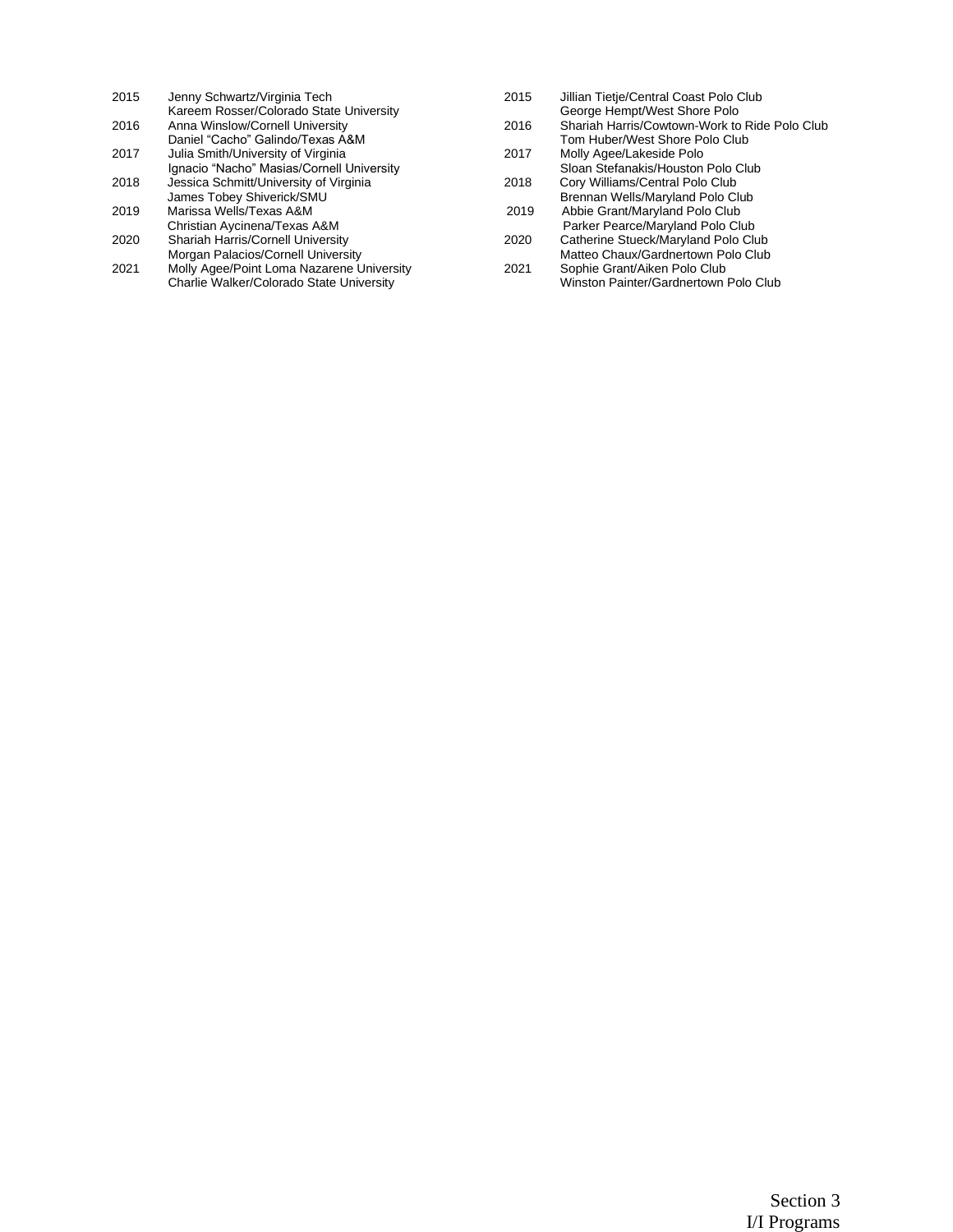| | |
|---|---|
| 2015 | Jenny Schwartz/Virginia Tech |
| | Kareem Rosser/Colorado State University |
| 2016 | Anna Winslow/Cornell University |
| | Daniel "Cacho" Galindo/Texas A&M |
| 2017 | Julia Smith/University of Virginia |
| | Ignacio "Nacho" Masias/Cornell University |
| 2018 | Jessica Schmitt/University of Virginia |
| | James Tobey Shiverick/SMU |
| 2019 | Marissa Wells/Texas A&M |
| | Christian Aycinena/Texas A&M |
| 2020 | Shariah Harris/Cornell University |
| | Morgan Palacios/Cornell University |
| 2021 | Molly Agee/Point Loma Nazarene University |
| | Charlie Walker/Colorado State University |

| | |
|---|---|
| 2015 | Jillian Tietje/Central Coast Polo Club |
| | George Hempt/West Shore Polo |
| 2016 | Shariah Harris/Cowtown-Work to Ride Polo Club |
| | Tom Huber/West Shore Polo Club |
| 2017 | Molly Agee/Lakeside Polo |
| | Sloan Stefanakis/Houston Polo Club |
| 2018 | Cory Williams/Central Polo Club |
| | Brennan Wells/Maryland Polo Club |
| 2019 | Abbie Grant/Maryland Polo Club |
| | Parker Pearce/Maryland Polo Club |
| 2020 | Catherine Stueck/Maryland Polo Club |
| | Matteo Chaux/Gardnertown Polo Club |
| 2021 | Sophie Grant/Aiken Polo Club |
| | Winston Painter/Gardnertown Polo Club |